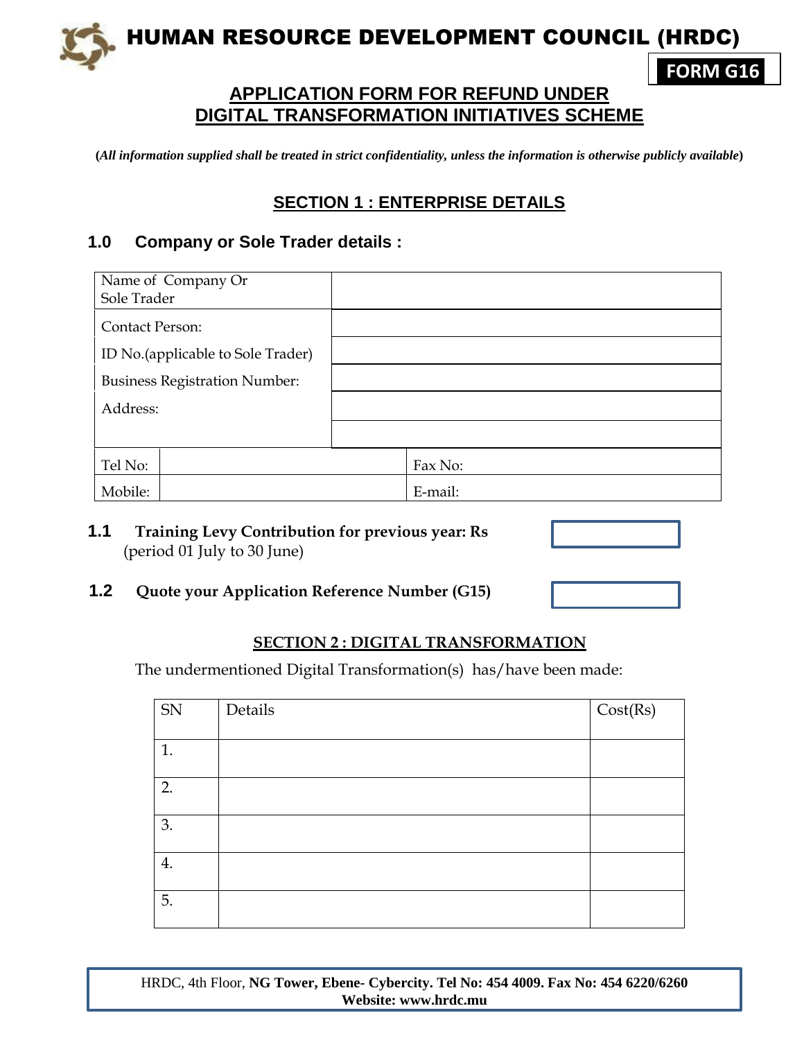# HUMAN RESOURCE DEVELOPMENT COUNCIL (HRDC)

**FORM G16**

## APPLICATION FORM FOR REFUND UNDER DIGITAL TRANSFORMATION INITIATIVES SCHEME

(***All information supplied shall be treated in strict confidentiality, unless the information is otherwise publicly available***)

## SECTION 1 : ENTERPRISE DETAILS

### 1.0 Company or Sole Trader details :

| Name of Company Or Sole Trader | | | |
|---|---|---|---|
| Contact Person: | | | |
| ID No.(applicable to Sole Trader) | | | |
| Business Registration Number: | | | |
| Address: | | | |
| | | | |
| Tel No: | | Fax No: | |
| Mobile: | | E-mail: | |

**1.1 Training Levy Contribution for previous year: Rs** (period 01 July to 30 June) [ ]

**1.2 Quote your Application Reference Number (G15)** [ ]

## SECTION 2 : DIGITAL TRANSFORMATION

The undermentioned Digital Transformation(s) has/have been made:

| SN | Details | Cost(Rs) |
|---|---|---|
| 1. | | |
| 2. | | |
| 3. | | |
| 4. | | |
| 5. | | |

HRDC, 4th Floor, **NG Tower, Ebene- Cybercity. Tel No: 454 4009. Fax No: 454 6220/6260**
**Website: www.hrdc.mu**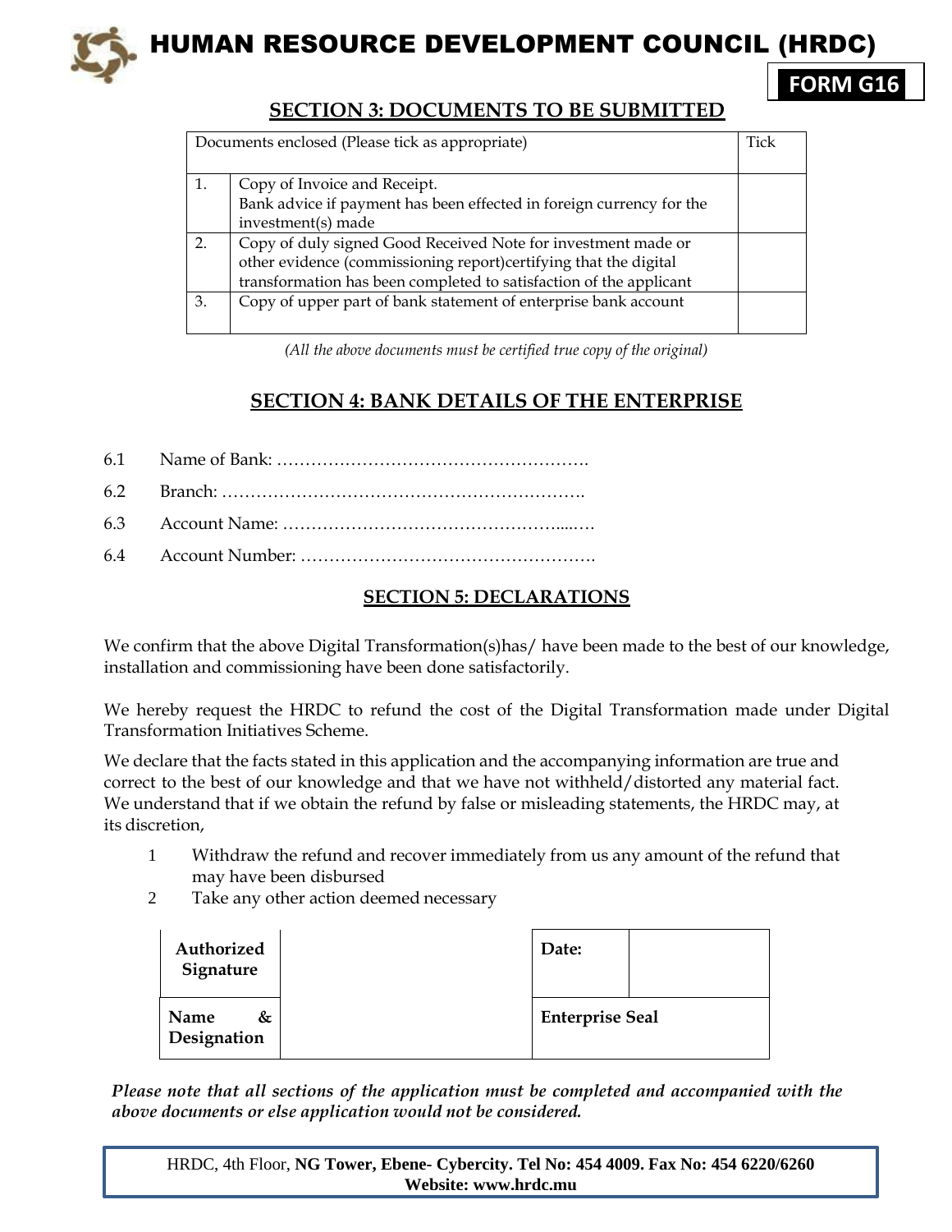# HUMAN RESOURCE DEVELOPMENT COUNCIL (HRDC)

**FORM G16**

## SECTION 3: DOCUMENTS TO BE SUBMITTED

| Documents enclosed (Please tick as appropriate) | | Tick |
|---|---|---|
| 1. | Copy of Invoice and Receipt. Bank advice if payment has been effected in foreign currency for the investment(s) made | |
| 2. | Copy of duly signed Good Received Note for investment made or other evidence (commissioning report)certifying that the digital transformation has been completed to satisfaction of the applicant | |
| 3. | Copy of upper part of bank statement of enterprise bank account | |

*(All the above documents must be certified true copy of the original)*

## SECTION 4: BANK DETAILS OF THE ENTERPRISE

6.1 Name of Bank: ……………………………………………….

6.2 Branch: ……………………………………………………….

6.3 Account Name: …………………………………………....….

6.4 Account Number: …………………………………………….

## SECTION 5: DECLARATIONS

We confirm that the above Digital Transformation(s)has/ have been made to the best of our knowledge, installation and commissioning have been done satisfactorily.

We hereby request the HRDC to refund the cost of the Digital Transformation made under Digital Transformation Initiatives Scheme.

We declare that the facts stated in this application and the accompanying information are true and correct to the best of our knowledge and that we have not withheld/distorted any material fact. We understand that if we obtain the refund by false or misleading statements, the HRDC may, at its discretion,

1. Withdraw the refund and recover immediately from us any amount of the refund that may have been disbursed
2. Take any other action deemed necessary

| **Authorized Signature** | | **Date:** | |
|---|---|---|---|
| **Name & Designation** | | **Enterprise Seal** | |

***Please note that all sections of the application must be completed and accompanied with the above documents or else application would not be considered.***

HRDC, 4th Floor, **NG Tower, Ebene- Cybercity. Tel No: 454 4009. Fax No: 454 6220/6260**
**Website: www.hrdc.mu**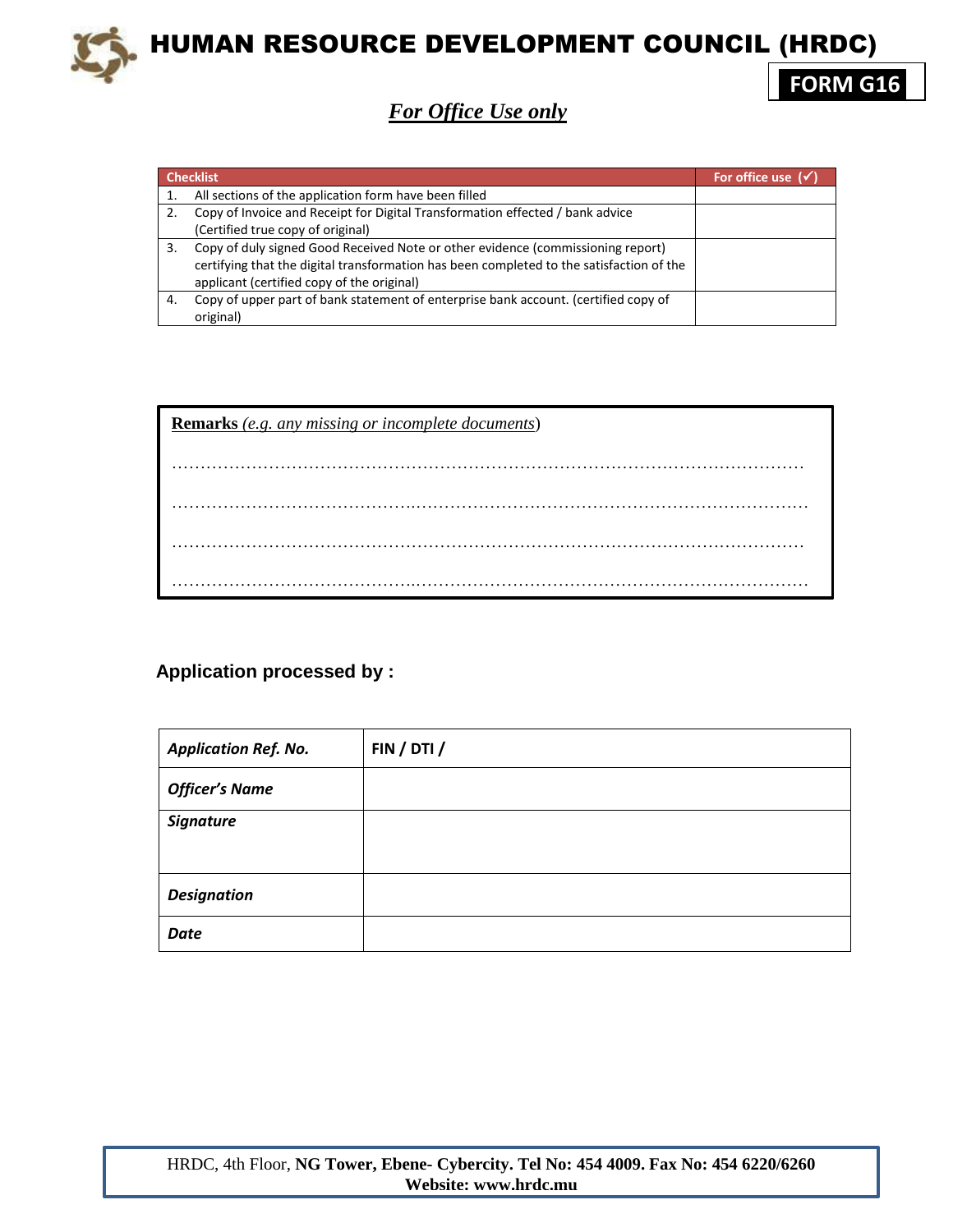# HUMAN RESOURCE DEVELOPMENT COUNCIL (HRDC)

**FORM G16**

## *For Office Use only*

| Checklist | | For office use (✓) |
|---|---|---|
| 1. | All sections of the application form have been filled | |
| 2. | Copy of Invoice and Receipt for Digital Transformation effected / bank advice (Certified true copy of original) | |
| 3. | Copy of duly signed Good Received Note or other evidence (commissioning report) certifying that the digital transformation has been completed to the satisfaction of the applicant (certified copy of the original) | |
| 4. | Copy of upper part of bank statement of enterprise bank account. (certified copy of original) | |

**Remarks** (*e.g. any missing or incomplete documents*)

……………………………………………………………………………………………………

……………………………………………………………………………………………………

……………………………………………………………………………………………………

……………………………………………………………………………………………………

**Application processed by :**

| | |
|---|---|
| ***Application Ref. No.*** | **FIN / DTI /** |
| ***Officer's Name*** | |
| ***Signature*** | |
| ***Designation*** | |
| ***Date*** | |

HRDC, 4th Floor, **NG Tower, Ebene- Cybercity. Tel No: 454 4009. Fax No: 454 6220/6260**
**Website: www.hrdc.mu**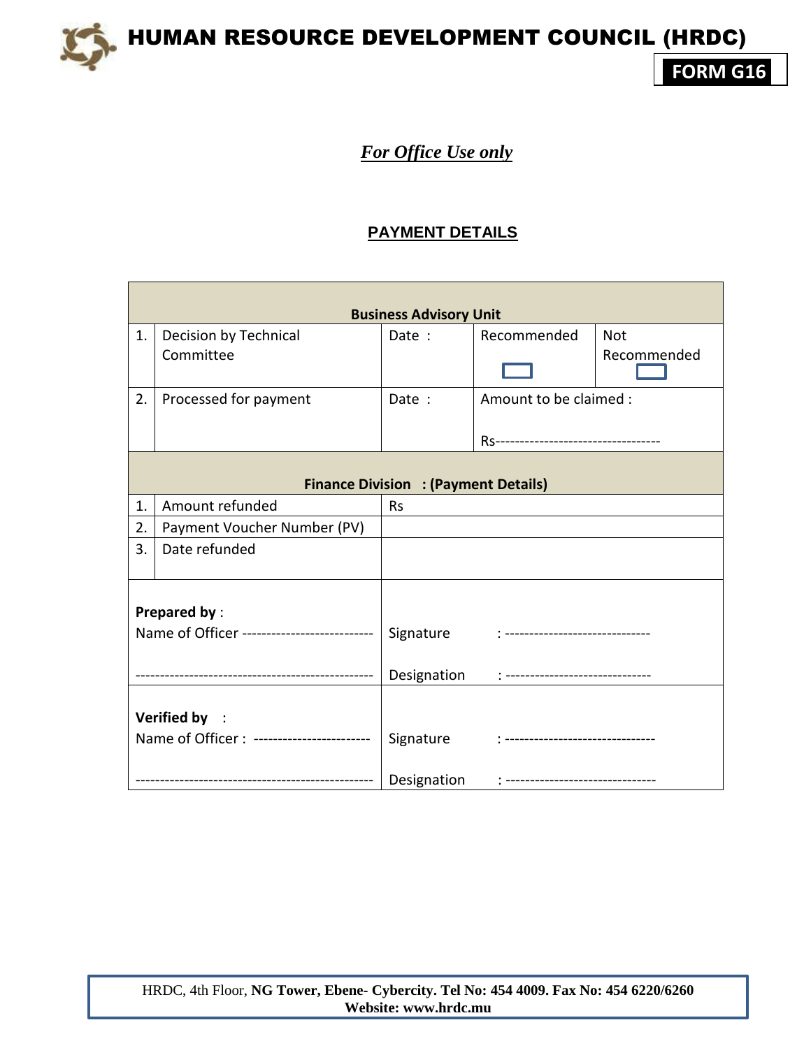# HUMAN RESOURCE DEVELOPMENT COUNCIL (HRDC)

**FORM G16**

***For Office Use only***

## PAYMENT DETAILS

| | | | | |
|---|---|---|---|---|
| **Business Advisory Unit** | | | | |
| 1. | Decision by Technical Committee | Date : | Recommended ☐ | Not Recommended ☐ |
| 2. | Processed for payment | Date : | Amount to be claimed : Rs---------------------------------- | |
| **Finance Division : (Payment Details)** | | | | |
| 1. | Amount refunded | Rs | | |
| 2. | Payment Voucher Number (PV) | | | |
| 3. | Date refunded | | | |
| **Prepared by** : Name of Officer --------------------------- ------------------------------------------------- | | Signature : ------------------------------ Designation : ------------------------------ | | |
| **Verified by** : Name of Officer : ------------------------ ------------------------------------------------- | | Signature : ------------------------------- Designation : ------------------------------- | | |

HRDC, 4th Floor, **NG Tower, Ebene- Cybercity. Tel No: 454 4009. Fax No: 454 6220/6260**
**Website: www.hrdc.mu**